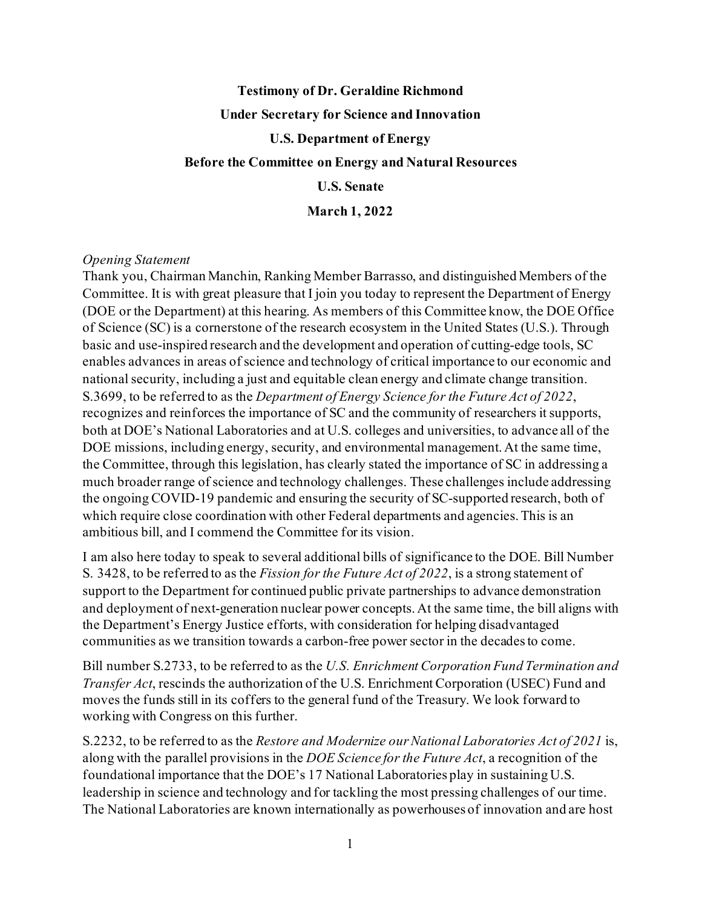**Testimony of Dr. Geraldine Richmond**

**Under Secretary for Science and Innovation**

**U.S. Department of Energy**

**Before the Committee on Energy and Natural Resources**

**U.S. Senate**

**March 1, 2022**

*Opening Statement*

Thank you, Chairman Manchin, Ranking Member Barrasso, and distinguished Members of the Committee. It is with great pleasure that I join you today to represent the Department of Energy (DOE or the Department) at this hearing. As members of this Committee know, the DOE Office of Science (SC) is a cornerstone of the research ecosystem in the United States (U.S.). Through basic and use-inspired research and the development and operation of cutting-edge tools, SC enables advances in areas of science and technology of critical importance to our economic and national security, including a just and equitable clean energy and climate change transition. S.3699, to be referred to as the *Department of Energy Science for the Future Act of 2022*, recognizes and reinforces the importance of SC and the community of researchers it supports, both at DOE's National Laboratories and at U.S. colleges and universities, to advance all of the DOE missions, including energy, security, and environmental management. At the same time, the Committee, through this legislation, has clearly stated the importance of SC in addressing a much broader range of science and technology challenges. These challenges include addressing the ongoing COVID-19 pandemic and ensuring the security of SC-supported research, both of which require close coordination with other Federal departments and agencies. This is an ambitious bill, and I commend the Committee for its vision.

I am also here today to speak to several additional bills of significance to the DOE. Bill Number S. 3428, to be referred to as the *Fission for the Future Act of 2022*, is a strong statement of support to the Department for continued public private partnerships to advance demonstration and deployment of next-generation nuclear power concepts. At the same time, the bill aligns with the Department's Energy Justice efforts, with consideration for helping disadvantaged communities as we transition towards a carbon-free power sector in the decades to come.

Bill number S.2733, to be referred to as the *U.S. Enrichment Corporation Fund Termination and Transfer Act*, rescinds the authorization of the U.S. Enrichment Corporation (USEC) Fund and moves the funds still in its coffers to the general fund of the Treasury. We look forward to working with Congress on this further.

S.2232, to be referred to as the *Restore and Modernize our National Laboratories Act of 2021* is, along with the parallel provisions in the *DOE Science for the Future Act*, a recognition of the foundational importance that the DOE's 17 National Laboratories play in sustaining U.S. leadership in science and technology and for tackling the most pressing challenges of our time. The National Laboratories are known internationally as powerhouses of innovation and are host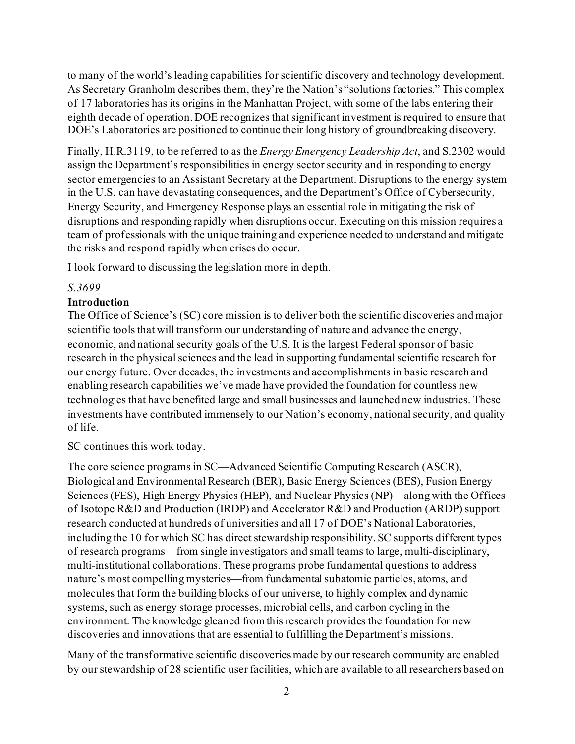to many of the world's leading capabilities for scientific discovery and technology development. As Secretary Granholm describes them, they're the Nation's "solutions factories." This complex of 17 laboratories has its origins in the Manhattan Project, with some of the labs entering their eighth decade of operation. DOE recognizes that significant investment is required to ensure that DOE's Laboratories are positioned to continue their long history of groundbreaking discovery.

Finally, H.R.3119, to be referred to as the *Energy Emergency Leadership Act*, and S.2302 would assign the Department's responsibilities in energy sector security and in responding to energy sector emergencies to an Assistant Secretary at the Department. Disruptions to the energy system in the U.S. can have devastating consequences, and the Department's Office of Cybersecurity, Energy Security, and Emergency Response plays an essential role in mitigating the risk of disruptions and responding rapidly when disruptions occur. Executing on this mission requires a team of professionals with the unique training and experience needed to understand and mitigate the risks and respond rapidly when crises do occur.

I look forward to discussing the legislation more in depth.

*S.3699*

**Introduction**

The Office of Science's (SC) core mission is to deliver both the scientific discoveries and major scientific tools that will transform our understanding of nature and advance the energy, economic, and national security goals of the U.S. It is the largest Federal sponsor of basic research in the physical sciences and the lead in supporting fundamental scientific research for our energy future. Over decades, the investments and accomplishments in basic research and enabling research capabilities we've made have provided the foundation for countless new technologies that have benefited large and small businesses and launched new industries. These investments have contributed immensely to our Nation's economy, national security, and quality of life.

SC continues this work today.

The core science programs in SC—Advanced Scientific Computing Research (ASCR), Biological and Environmental Research (BER), Basic Energy Sciences (BES), Fusion Energy Sciences (FES), High Energy Physics (HEP), and Nuclear Physics (NP)—along with the Offices of Isotope R&D and Production (IRDP) and Accelerator R&D and Production (ARDP) support research conducted at hundreds of universities and all 17 of DOE's National Laboratories, including the 10 for which SC has direct stewardship responsibility. SC supports different types of research programs—from single investigators and small teams to large, multi-disciplinary, multi-institutional collaborations. These programs probe fundamental questions to address nature's most compelling mysteries—from fundamental subatomic particles, atoms, and molecules that form the building blocks of our universe, to highly complex and dynamic systems, such as energy storage processes, microbial cells, and carbon cycling in the environment. The knowledge gleaned from this research provides the foundation for new discoveries and innovations that are essential to fulfilling the Department's missions.

Many of the transformative scientific discoveries made by our research community are enabled by our stewardship of 28 scientific user facilities, which are available to all researchers based on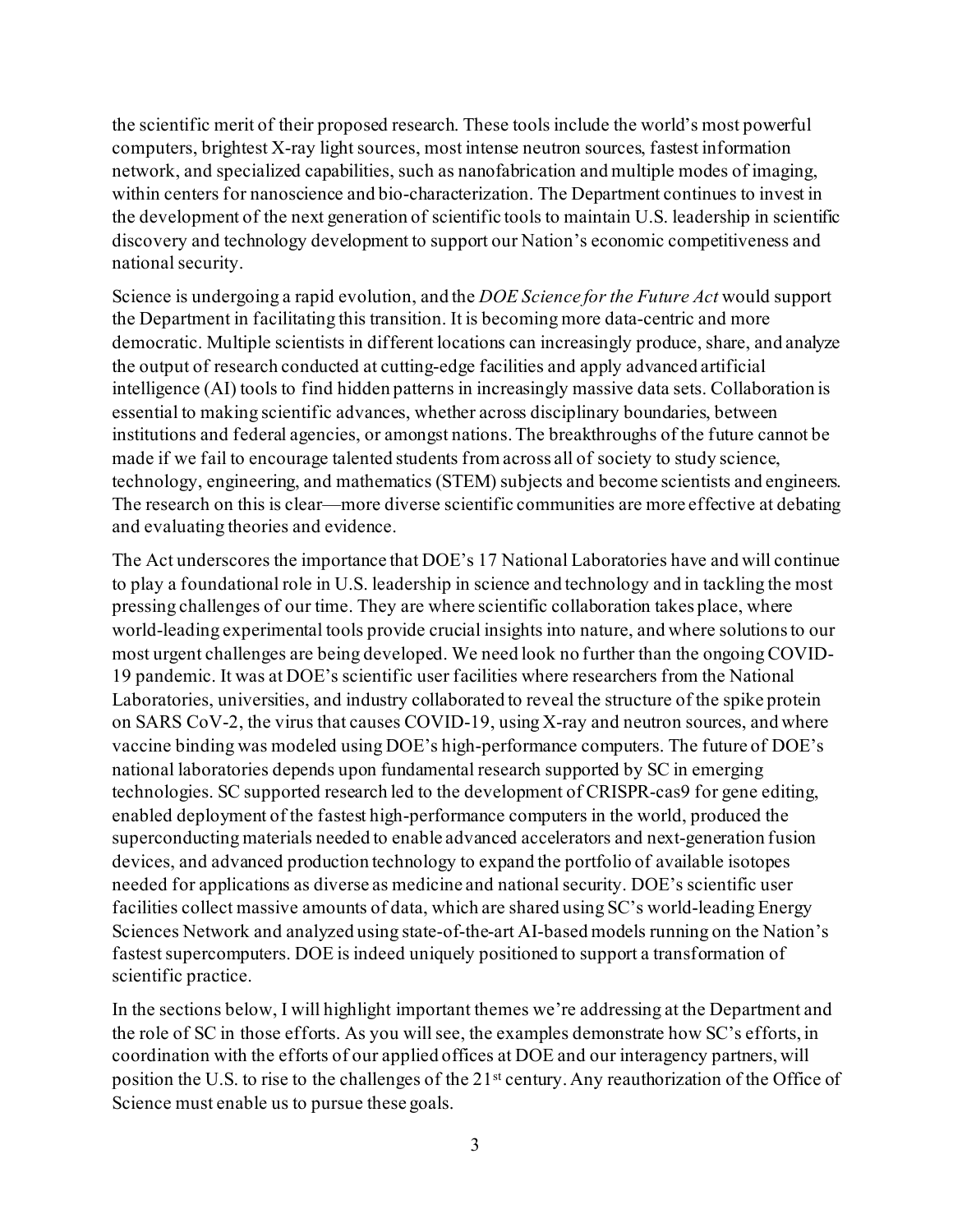the scientific merit of their proposed research. These tools include the world's most powerful computers, brightest X-ray light sources, most intense neutron sources, fastest information network, and specialized capabilities, such as nanofabrication and multiple modes of imaging, within centers for nanoscience and bio-characterization. The Department continues to invest in the development of the next generation of scientific tools to maintain U.S. leadership in scientific discovery and technology development to support our Nation's economic competitiveness and national security.

Science is undergoing a rapid evolution, and the *DOE Science for the Future Act* would support the Department in facilitating this transition. It is becoming more data-centric and more democratic. Multiple scientists in different locations can increasingly produce, share, and analyze the output of research conducted at cutting-edge facilities and apply advanced artificial intelligence (AI) tools to find hidden patterns in increasingly massive data sets. Collaboration is essential to making scientific advances, whether across disciplinary boundaries, between institutions and federal agencies, or amongst nations. The breakthroughs of the future cannot be made if we fail to encourage talented students from across all of society to study science, technology, engineering, and mathematics (STEM) subjects and become scientists and engineers. The research on this is clear—more diverse scientific communities are more effective at debating and evaluating theories and evidence.

The Act underscores the importance that DOE's 17 National Laboratories have and will continue to play a foundational role in U.S. leadership in science and technology and in tackling the most pressing challenges of our time. They are where scientific collaboration takes place, where world-leading experimental tools provide crucial insights into nature, and where solutions to our most urgent challenges are being developed. We need look no further than the ongoing COVID-19 pandemic. It was at DOE's scientific user facilities where researchers from the National Laboratories, universities, and industry collaborated to reveal the structure of the spike protein on SARS CoV-2, the virus that causes COVID-19, using X-ray and neutron sources, and where vaccine binding was modeled using DOE's high-performance computers. The future of DOE's national laboratories depends upon fundamental research supported by SC in emerging technologies. SC supported research led to the development of CRISPR-cas9 for gene editing, enabled deployment of the fastest high-performance computers in the world, produced the superconducting materials needed to enable advanced accelerators and next-generation fusion devices, and advanced production technology to expand the portfolio of available isotopes needed for applications as diverse as medicine and national security. DOE's scientific user facilities collect massive amounts of data, which are shared using SC's world-leading Energy Sciences Network and analyzed using state-of-the-art AI-based models running on the Nation's fastest supercomputers. DOE is indeed uniquely positioned to support a transformation of scientific practice.

In the sections below, I will highlight important themes we're addressing at the Department and the role of SC in those efforts. As you will see, the examples demonstrate how SC's efforts, in coordination with the efforts of our applied offices at DOE and our interagency partners, will position the U.S. to rise to the challenges of the 21st century. Any reauthorization of the Office of Science must enable us to pursue these goals.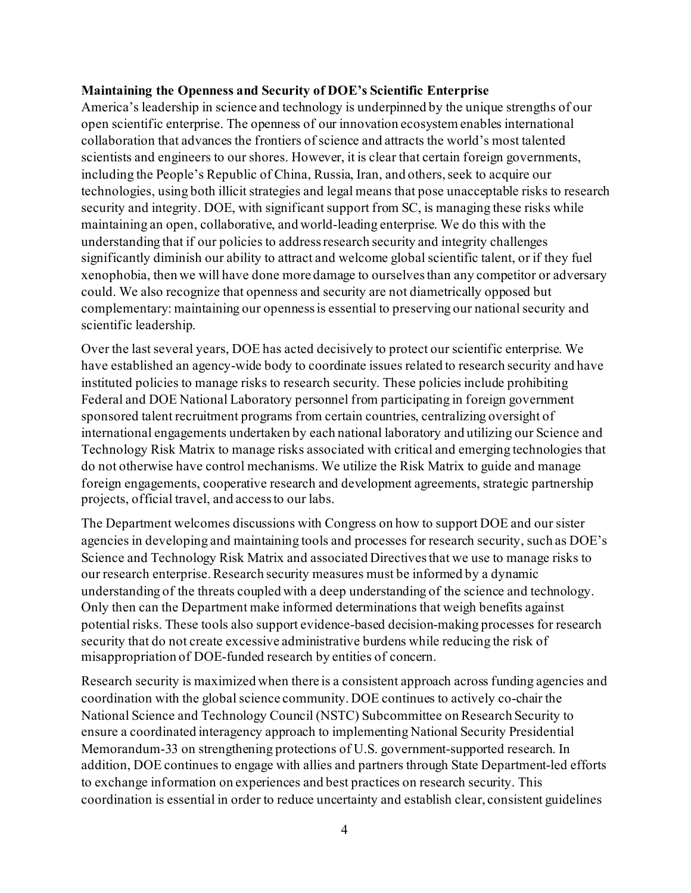**Maintaining the Openness and Security of DOE's Scientific Enterprise**

America's leadership in science and technology is underpinned by the unique strengths of our open scientific enterprise. The openness of our innovation ecosystem enables international collaboration that advances the frontiers of science and attracts the world's most talented scientists and engineers to our shores. However, it is clear that certain foreign governments, including the People's Republic of China, Russia, Iran, and others, seek to acquire our technologies, using both illicit strategies and legal means that pose unacceptable risks to research security and integrity. DOE, with significant support from SC, is managing these risks while maintaining an open, collaborative, and world-leading enterprise. We do this with the understanding that if our policies to address research security and integrity challenges significantly diminish our ability to attract and welcome global scientific talent, or if they fuel xenophobia, then we will have done more damage to ourselves than any competitor or adversary could. We also recognize that openness and security are not diametrically opposed but complementary: maintaining our openness is essential to preserving our national security and scientific leadership.

Over the last several years, DOE has acted decisively to protect our scientific enterprise. We have established an agency-wide body to coordinate issues related to research security and have instituted policies to manage risks to research security. These policies include prohibiting Federal and DOE National Laboratory personnel from participating in foreign government sponsored talent recruitment programs from certain countries, centralizing oversight of international engagements undertaken by each national laboratory and utilizing our Science and Technology Risk Matrix to manage risks associated with critical and emerging technologies that do not otherwise have control mechanisms. We utilize the Risk Matrix to guide and manage foreign engagements, cooperative research and development agreements, strategic partnership projects, official travel, and access to our labs.

The Department welcomes discussions with Congress on how to support DOE and our sister agencies in developing and maintaining tools and processes for research security, such as DOE's Science and Technology Risk Matrix and associated Directives that we use to manage risks to our research enterprise. Research security measures must be informed by a dynamic understanding of the threats coupled with a deep understanding of the science and technology. Only then can the Department make informed determinations that weigh benefits against potential risks. These tools also support evidence-based decision-making processes for research security that do not create excessive administrative burdens while reducing the risk of misappropriation of DOE-funded research by entities of concern.

Research security is maximized when there is a consistent approach across funding agencies and coordination with the global science community. DOE continues to actively co-chair the National Science and Technology Council (NSTC) Subcommittee on Research Security to ensure a coordinated interagency approach to implementing National Security Presidential Memorandum-33 on strengthening protections of U.S. government-supported research. In addition, DOE continues to engage with allies and partners through State Department-led efforts to exchange information on experiences and best practices on research security. This coordination is essential in order to reduce uncertainty and establish clear, consistent guidelines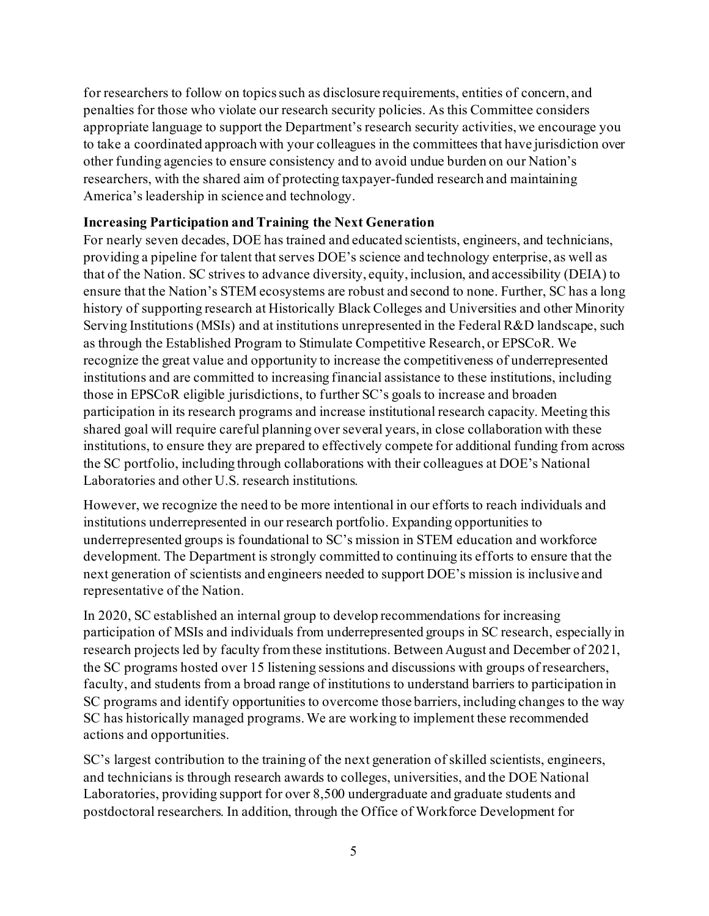for researchers to follow on topics such as disclosure requirements, entities of concern, and penalties for those who violate our research security policies. As this Committee considers appropriate language to support the Department's research security activities, we encourage you to take a coordinated approach with your colleagues in the committees that have jurisdiction over other funding agencies to ensure consistency and to avoid undue burden on our Nation's researchers, with the shared aim of protecting taxpayer-funded research and maintaining America's leadership in science and technology.

**Increasing Participation and Training the Next Generation**

For nearly seven decades, DOE has trained and educated scientists, engineers, and technicians, providing a pipeline for talent that serves DOE's science and technology enterprise, as well as that of the Nation. SC strives to advance diversity, equity, inclusion, and accessibility (DEIA) to ensure that the Nation's STEM ecosystems are robust and second to none. Further, SC has a long history of supporting research at Historically Black Colleges and Universities and other Minority Serving Institutions (MSIs) and at institutions unrepresented in the Federal R&D landscape, such as through the Established Program to Stimulate Competitive Research, or EPSCoR. We recognize the great value and opportunity to increase the competitiveness of underrepresented institutions and are committed to increasing financial assistance to these institutions, including those in EPSCoR eligible jurisdictions, to further SC's goals to increase and broaden participation in its research programs and increase institutional research capacity. Meeting this shared goal will require careful planning over several years, in close collaboration with these institutions, to ensure they are prepared to effectively compete for additional funding from across the SC portfolio, including through collaborations with their colleagues at DOE's National Laboratories and other U.S. research institutions.

However, we recognize the need to be more intentional in our efforts to reach individuals and institutions underrepresented in our research portfolio. Expanding opportunities to underrepresented groups is foundational to SC's mission in STEM education and workforce development. The Department is strongly committed to continuing its efforts to ensure that the next generation of scientists and engineers needed to support DOE's mission is inclusive and representative of the Nation.

In 2020, SC established an internal group to develop recommendations for increasing participation of MSIs and individuals from underrepresented groups in SC research, especially in research projects led by faculty from these institutions. Between August and December of 2021, the SC programs hosted over 15 listening sessions and discussions with groups of researchers, faculty, and students from a broad range of institutions to understand barriers to participation in SC programs and identify opportunities to overcome those barriers, including changes to the way SC has historically managed programs. We are working to implement these recommended actions and opportunities.

SC's largest contribution to the training of the next generation of skilled scientists, engineers, and technicians is through research awards to colleges, universities, and the DOE National Laboratories, providing support for over 8,500 undergraduate and graduate students and postdoctoral researchers. In addition, through the Office of Workforce Development for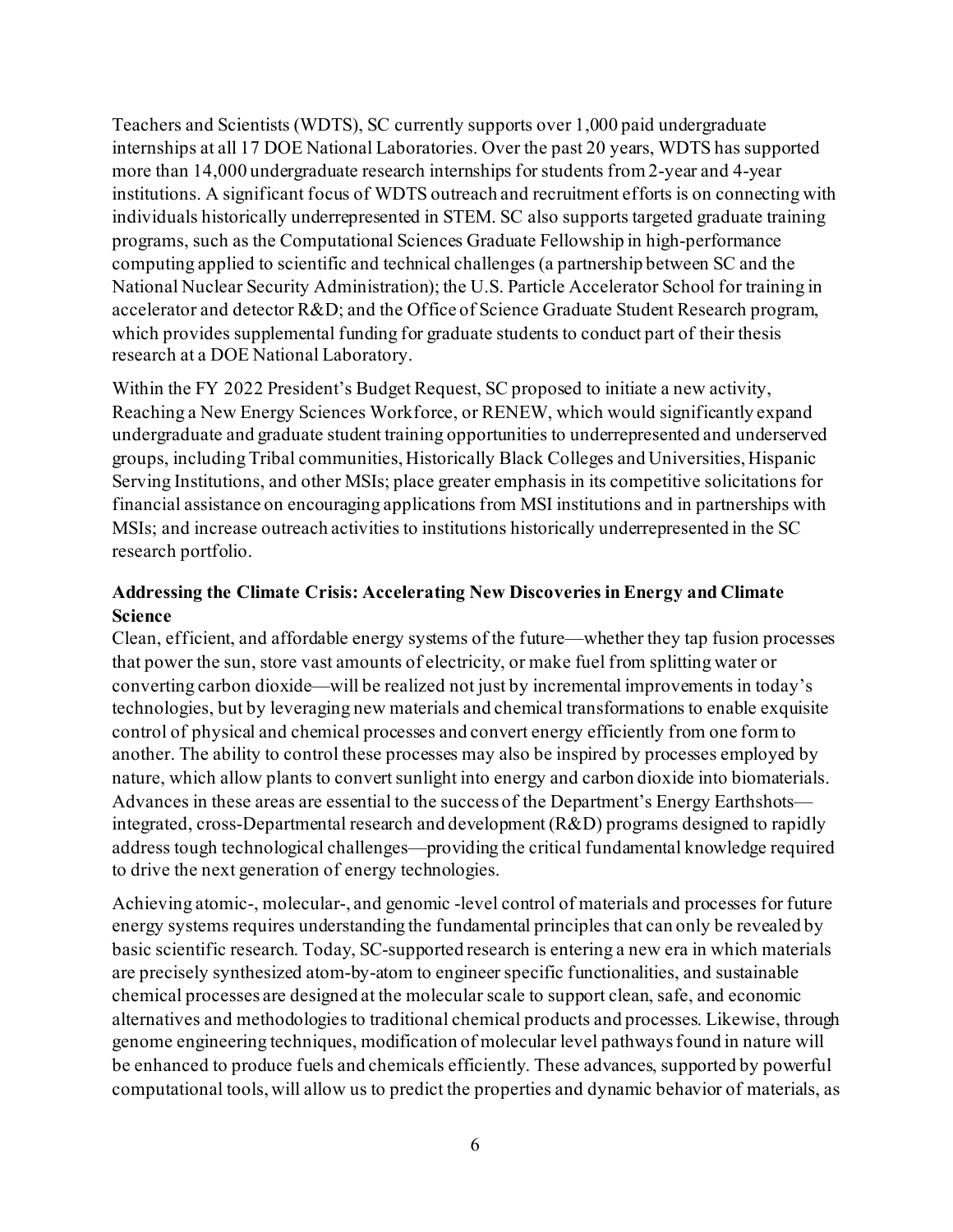Teachers and Scientists (WDTS), SC currently supports over 1,000 paid undergraduate internships at all 17 DOE National Laboratories. Over the past 20 years, WDTS has supported more than 14,000 undergraduate research internships for students from 2-year and 4-year institutions. A significant focus of WDTS outreach and recruitment efforts is on connecting with individuals historically underrepresented in STEM. SC also supports targeted graduate training programs, such as the Computational Sciences Graduate Fellowship in high-performance computing applied to scientific and technical challenges (a partnership between SC and the National Nuclear Security Administration); the U.S. Particle Accelerator School for training in accelerator and detector R&D; and the Office of Science Graduate Student Research program, which provides supplemental funding for graduate students to conduct part of their thesis research at a DOE National Laboratory.

Within the FY 2022 President's Budget Request, SC proposed to initiate a new activity, Reaching a New Energy Sciences Workforce, or RENEW, which would significantly expand undergraduate and graduate student training opportunities to underrepresented and underserved groups, including Tribal communities, Historically Black Colleges and Universities, Hispanic Serving Institutions, and other MSIs; place greater emphasis in its competitive solicitations for financial assistance on encouraging applications from MSI institutions and in partnerships with MSIs; and increase outreach activities to institutions historically underrepresented in the SC research portfolio.

**Addressing the Climate Crisis: Accelerating New Discoveries in Energy and Climate Science**

Clean, efficient, and affordable energy systems of the future—whether they tap fusion processes that power the sun, store vast amounts of electricity, or make fuel from splitting water or converting carbon dioxide—will be realized not just by incremental improvements in today's technologies, but by leveraging new materials and chemical transformations to enable exquisite control of physical and chemical processes and convert energy efficiently from one form to another. The ability to control these processes may also be inspired by processes employed by nature, which allow plants to convert sunlight into energy and carbon dioxide into biomaterials. Advances in these areas are essential to the success of the Department's Energy Earthshots—integrated, cross-Departmental research and development (R&D) programs designed to rapidly address tough technological challenges—providing the critical fundamental knowledge required to drive the next generation of energy technologies.

Achieving atomic-, molecular-, and genomic -level control of materials and processes for future energy systems requires understanding the fundamental principles that can only be revealed by basic scientific research. Today, SC-supported research is entering a new era in which materials are precisely synthesized atom-by-atom to engineer specific functionalities, and sustainable chemical processes are designed at the molecular scale to support clean, safe, and economic alternatives and methodologies to traditional chemical products and processes. Likewise, through genome engineering techniques, modification of molecular level pathways found in nature will be enhanced to produce fuels and chemicals efficiently. These advances, supported by powerful computational tools, will allow us to predict the properties and dynamic behavior of materials, as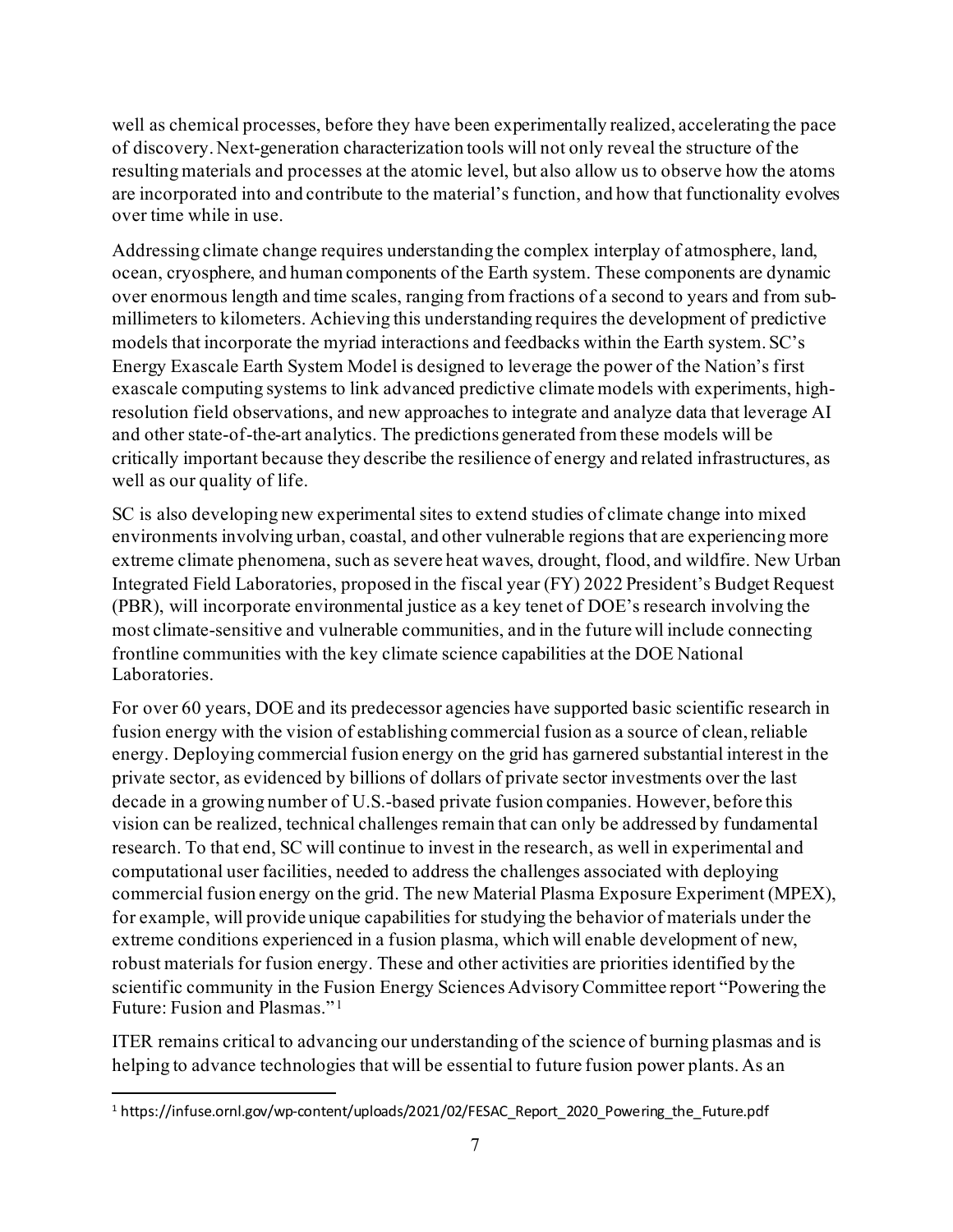well as chemical processes, before they have been experimentally realized, accelerating the pace of discovery. Next-generation characterization tools will not only reveal the structure of the resulting materials and processes at the atomic level, but also allow us to observe how the atoms are incorporated into and contribute to the material's function, and how that functionality evolves over time while in use.

Addressing climate change requires understanding the complex interplay of atmosphere, land, ocean, cryosphere, and human components of the Earth system. These components are dynamic over enormous length and time scales, ranging from fractions of a second to years and from sub-millimeters to kilometers. Achieving this understanding requires the development of predictive models that incorporate the myriad interactions and feedbacks within the Earth system. SC's Energy Exascale Earth System Model is designed to leverage the power of the Nation's first exascale computing systems to link advanced predictive climate models with experiments, high-resolution field observations, and new approaches to integrate and analyze data that leverage AI and other state-of-the-art analytics. The predictions generated from these models will be critically important because they describe the resilience of energy and related infrastructures, as well as our quality of life.

SC is also developing new experimental sites to extend studies of climate change into mixed environments involving urban, coastal, and other vulnerable regions that are experiencing more extreme climate phenomena, such as severe heat waves, drought, flood, and wildfire. New Urban Integrated Field Laboratories, proposed in the fiscal year (FY) 2022 President's Budget Request (PBR), will incorporate environmental justice as a key tenet of DOE's research involving the most climate-sensitive and vulnerable communities, and in the future will include connecting frontline communities with the key climate science capabilities at the DOE National Laboratories.

For over 60 years, DOE and its predecessor agencies have supported basic scientific research in fusion energy with the vision of establishing commercial fusion as a source of clean, reliable energy. Deploying commercial fusion energy on the grid has garnered substantial interest in the private sector, as evidenced by billions of dollars of private sector investments over the last decade in a growing number of U.S.-based private fusion companies. However, before this vision can be realized, technical challenges remain that can only be addressed by fundamental research. To that end, SC will continue to invest in the research, as well in experimental and computational user facilities, needed to address the challenges associated with deploying commercial fusion energy on the grid. The new Material Plasma Exposure Experiment (MPEX), for example, will provide unique capabilities for studying the behavior of materials under the extreme conditions experienced in a fusion plasma, which will enable development of new, robust materials for fusion energy. These and other activities are priorities identified by the scientific community in the Fusion Energy Sciences Advisory Committee report "Powering the Future: Fusion and Plasmas."[1]

ITER remains critical to advancing our understanding of the science of burning plasmas and is helping to advance technologies that will be essential to future fusion power plants. As an

[1] https://infuse.ornl.gov/wp-content/uploads/2021/02/FESAC_Report_2020_Powering_the_Future.pdf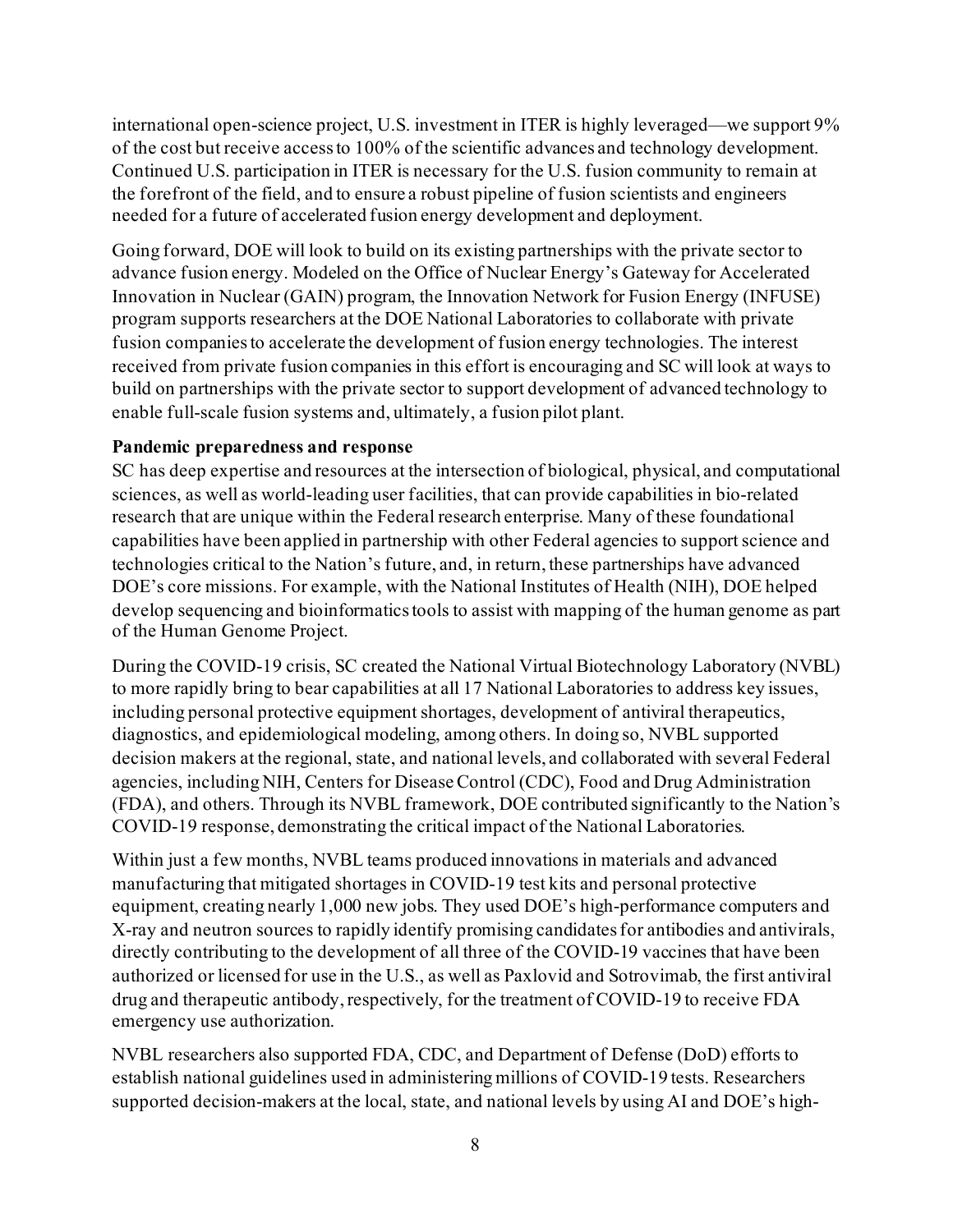international open-science project, U.S. investment in ITER is highly leveraged—we support 9% of the cost but receive access to 100% of the scientific advances and technology development. Continued U.S. participation in ITER is necessary for the U.S. fusion community to remain at the forefront of the field, and to ensure a robust pipeline of fusion scientists and engineers needed for a future of accelerated fusion energy development and deployment.

Going forward, DOE will look to build on its existing partnerships with the private sector to advance fusion energy. Modeled on the Office of Nuclear Energy's Gateway for Accelerated Innovation in Nuclear (GAIN) program, the Innovation Network for Fusion Energy (INFUSE) program supports researchers at the DOE National Laboratories to collaborate with private fusion companies to accelerate the development of fusion energy technologies. The interest received from private fusion companies in this effort is encouraging and SC will look at ways to build on partnerships with the private sector to support development of advanced technology to enable full-scale fusion systems and, ultimately, a fusion pilot plant.

**Pandemic preparedness and response**

SC has deep expertise and resources at the intersection of biological, physical, and computational sciences, as well as world-leading user facilities, that can provide capabilities in bio-related research that are unique within the Federal research enterprise. Many of these foundational capabilities have been applied in partnership with other Federal agencies to support science and technologies critical to the Nation's future, and, in return, these partnerships have advanced DOE's core missions. For example, with the National Institutes of Health (NIH), DOE helped develop sequencing and bioinformatics tools to assist with mapping of the human genome as part of the Human Genome Project.

During the COVID-19 crisis, SC created the National Virtual Biotechnology Laboratory (NVBL) to more rapidly bring to bear capabilities at all 17 National Laboratories to address key issues, including personal protective equipment shortages, development of antiviral therapeutics, diagnostics, and epidemiological modeling, among others. In doing so, NVBL supported decision makers at the regional, state, and national levels, and collaborated with several Federal agencies, including NIH, Centers for Disease Control (CDC), Food and Drug Administration (FDA), and others. Through its NVBL framework, DOE contributed significantly to the Nation's COVID-19 response, demonstrating the critical impact of the National Laboratories.

Within just a few months, NVBL teams produced innovations in materials and advanced manufacturing that mitigated shortages in COVID-19 test kits and personal protective equipment, creating nearly 1,000 new jobs. They used DOE's high-performance computers and X-ray and neutron sources to rapidly identify promising candidates for antibodies and antivirals, directly contributing to the development of all three of the COVID-19 vaccines that have been authorized or licensed for use in the U.S., as well as Paxlovid and Sotrovimab, the first antiviral drug and therapeutic antibody, respectively, for the treatment of COVID-19 to receive FDA emergency use authorization.

NVBL researchers also supported FDA, CDC, and Department of Defense (DoD) efforts to establish national guidelines used in administering millions of COVID-19 tests. Researchers supported decision-makers at the local, state, and national levels by using AI and DOE's high-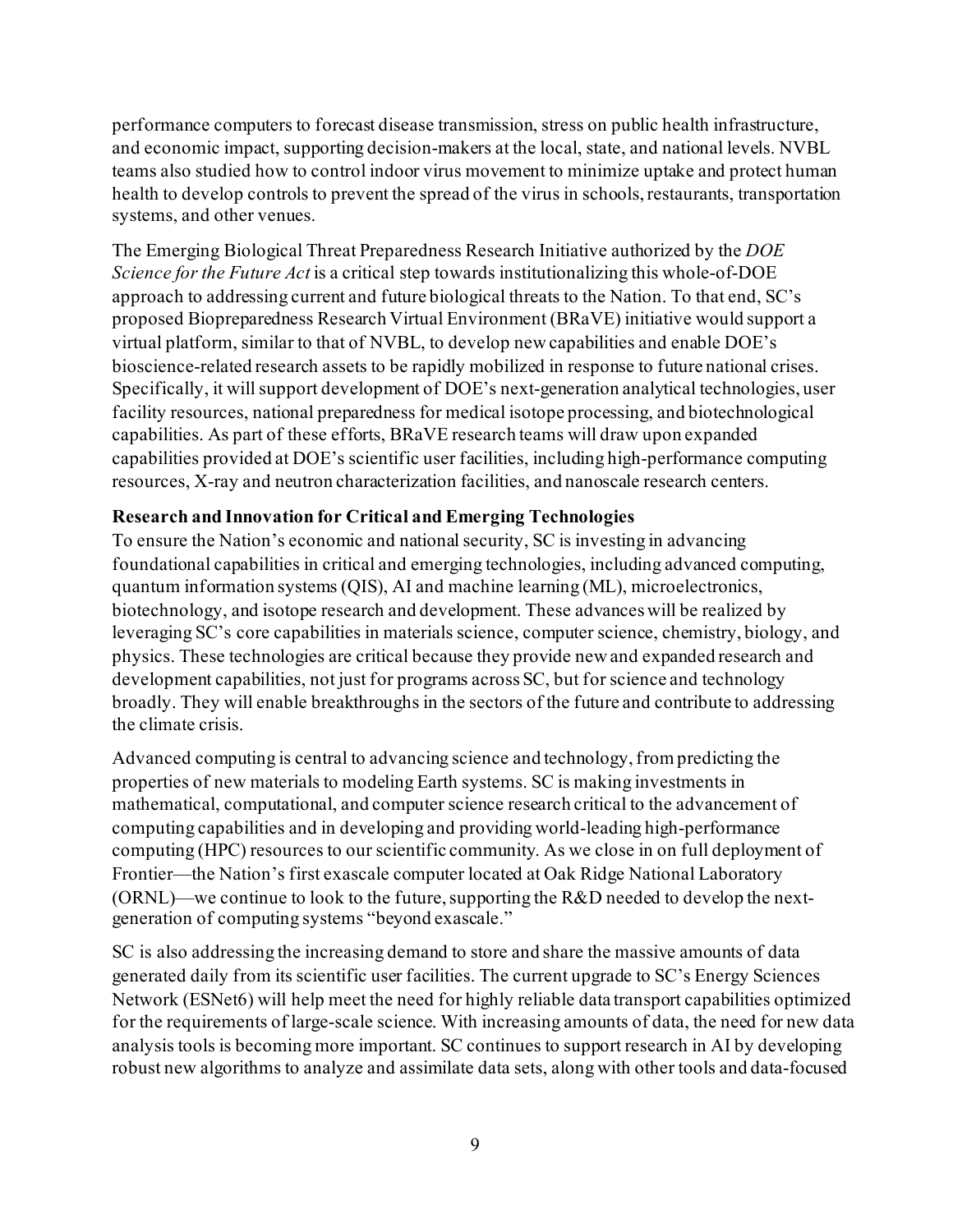performance computers to forecast disease transmission, stress on public health infrastructure, and economic impact, supporting decision-makers at the local, state, and national levels. NVBL teams also studied how to control indoor virus movement to minimize uptake and protect human health to develop controls to prevent the spread of the virus in schools, restaurants, transportation systems, and other venues.

The Emerging Biological Threat Preparedness Research Initiative authorized by the *DOE Science for the Future Act* is a critical step towards institutionalizing this whole-of-DOE approach to addressing current and future biological threats to the Nation. To that end, SC's proposed Biopreparedness Research Virtual Environment (BRaVE) initiative would support a virtual platform, similar to that of NVBL, to develop new capabilities and enable DOE's bioscience-related research assets to be rapidly mobilized in response to future national crises. Specifically, it will support development of DOE's next-generation analytical technologies, user facility resources, national preparedness for medical isotope processing, and biotechnological capabilities. As part of these efforts, BRaVE research teams will draw upon expanded capabilities provided at DOE's scientific user facilities, including high-performance computing resources, X-ray and neutron characterization facilities, and nanoscale research centers.

**Research and Innovation for Critical and Emerging Technologies**

To ensure the Nation's economic and national security, SC is investing in advancing foundational capabilities in critical and emerging technologies, including advanced computing, quantum information systems (QIS), AI and machine learning (ML), microelectronics, biotechnology, and isotope research and development. These advances will be realized by leveraging SC's core capabilities in materials science, computer science, chemistry, biology, and physics. These technologies are critical because they provide new and expanded research and development capabilities, not just for programs across SC, but for science and technology broadly. They will enable breakthroughs in the sectors of the future and contribute to addressing the climate crisis.

Advanced computing is central to advancing science and technology, from predicting the properties of new materials to modeling Earth systems. SC is making investments in mathematical, computational, and computer science research critical to the advancement of computing capabilities and in developing and providing world-leading high-performance computing (HPC) resources to our scientific community. As we close in on full deployment of Frontier—the Nation's first exascale computer located at Oak Ridge National Laboratory (ORNL)—we continue to look to the future, supporting the R&D needed to develop the next-generation of computing systems "beyond exascale."

SC is also addressing the increasing demand to store and share the massive amounts of data generated daily from its scientific user facilities. The current upgrade to SC's Energy Sciences Network (ESNet6) will help meet the need for highly reliable data transport capabilities optimized for the requirements of large-scale science. With increasing amounts of data, the need for new data analysis tools is becoming more important. SC continues to support research in AI by developing robust new algorithms to analyze and assimilate data sets, along with other tools and data-focused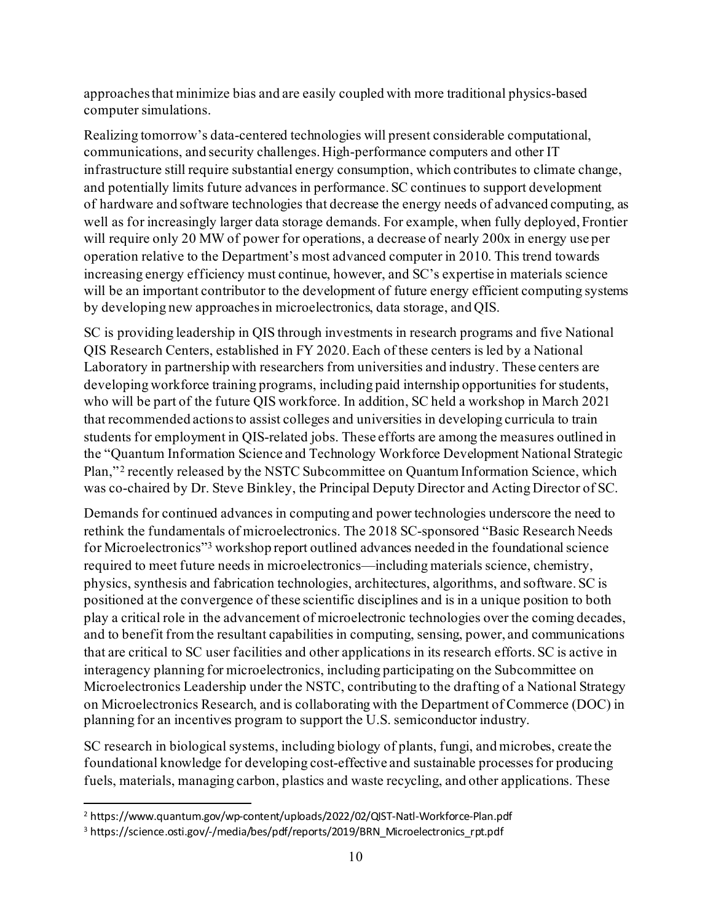approaches that minimize bias and are easily coupled with more traditional physics-based computer simulations.

Realizing tomorrow's data-centered technologies will present considerable computational, communications, and security challenges. High-performance computers and other IT infrastructure still require substantial energy consumption, which contributes to climate change, and potentially limits future advances in performance. SC continues to support development of hardware and software technologies that decrease the energy needs of advanced computing, as well as for increasingly larger data storage demands. For example, when fully deployed, Frontier will require only 20 MW of power for operations, a decrease of nearly 200x in energy use per operation relative to the Department's most advanced computer in 2010. This trend towards increasing energy efficiency must continue, however, and SC's expertise in materials science will be an important contributor to the development of future energy efficient computing systems by developing new approaches in microelectronics, data storage, and QIS.

SC is providing leadership in QIS through investments in research programs and five National QIS Research Centers, established in FY 2020. Each of these centers is led by a National Laboratory in partnership with researchers from universities and industry. These centers are developing workforce training programs, including paid internship opportunities for students, who will be part of the future QIS workforce. In addition, SC held a workshop in March 2021 that recommended actions to assist colleges and universities in developing curricula to train students for employment in QIS-related jobs. These efforts are among the measures outlined in the "Quantum Information Science and Technology Workforce Development National Strategic Plan,"[2] recently released by the NSTC Subcommittee on Quantum Information Science, which was co-chaired by Dr. Steve Binkley, the Principal Deputy Director and Acting Director of SC.

Demands for continued advances in computing and power technologies underscore the need to rethink the fundamentals of microelectronics. The 2018 SC-sponsored "Basic Research Needs for Microelectronics"[3] workshop report outlined advances needed in the foundational science required to meet future needs in microelectronics—including materials science, chemistry, physics, synthesis and fabrication technologies, architectures, algorithms, and software. SC is positioned at the convergence of these scientific disciplines and is in a unique position to both play a critical role in the advancement of microelectronic technologies over the coming decades, and to benefit from the resultant capabilities in computing, sensing, power, and communications that are critical to SC user facilities and other applications in its research efforts. SC is active in interagency planning for microelectronics, including participating on the Subcommittee on Microelectronics Leadership under the NSTC, contributing to the drafting of a National Strategy on Microelectronics Research, and is collaborating with the Department of Commerce (DOC) in planning for an incentives program to support the U.S. semiconductor industry.

SC research in biological systems, including biology of plants, fungi, and microbes, create the foundational knowledge for developing cost-effective and sustainable processes for producing fuels, materials, managing carbon, plastics and waste recycling, and other applications. These

---

[2] https://www.quantum.gov/wp-content/uploads/2022/02/QIST-Natl-Workforce-Plan.pdf

[3] https://science.osti.gov/-/media/bes/pdf/reports/2019/BRN_Microelectronics_rpt.pdf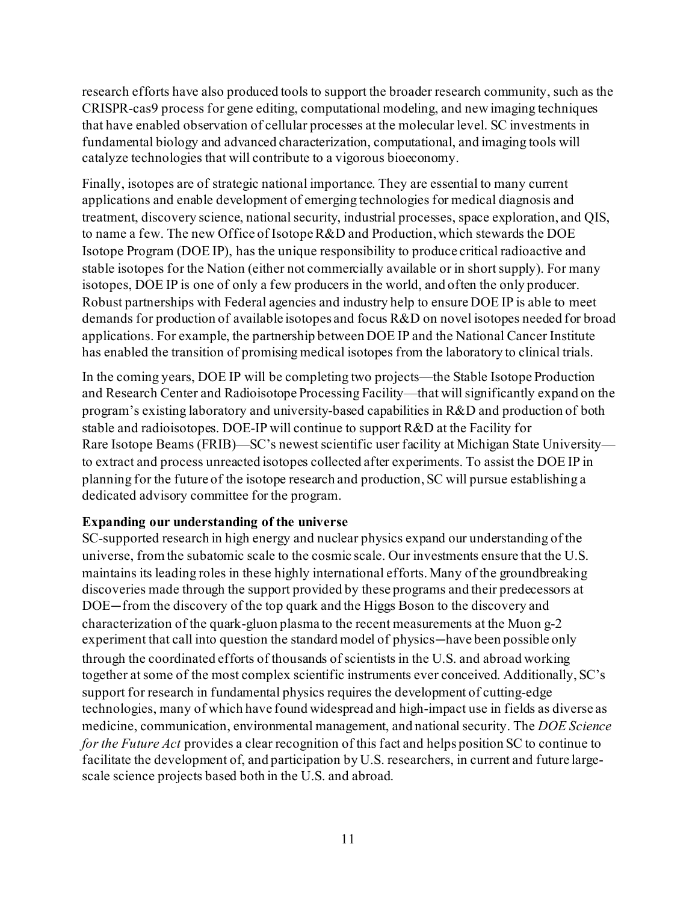research efforts have also produced tools to support the broader research community, such as the CRISPR-cas9 process for gene editing, computational modeling, and new imaging techniques that have enabled observation of cellular processes at the molecular level. SC investments in fundamental biology and advanced characterization, computational, and imaging tools will catalyze technologies that will contribute to a vigorous bioeconomy.

Finally, isotopes are of strategic national importance. They are essential to many current applications and enable development of emerging technologies for medical diagnosis and treatment, discovery science, national security, industrial processes, space exploration, and QIS, to name a few. The new Office of Isotope R&D and Production, which stewards the DOE Isotope Program (DOE IP), has the unique responsibility to produce critical radioactive and stable isotopes for the Nation (either not commercially available or in short supply). For many isotopes, DOE IP is one of only a few producers in the world, and often the only producer. Robust partnerships with Federal agencies and industry help to ensure DOE IP is able to meet demands for production of available isotopes and focus R&D on novel isotopes needed for broad applications. For example, the partnership between DOE IP and the National Cancer Institute has enabled the transition of promising medical isotopes from the laboratory to clinical trials.

In the coming years, DOE IP will be completing two projects—the Stable Isotope Production and Research Center and Radioisotope Processing Facility—that will significantly expand on the program's existing laboratory and university-based capabilities in R&D and production of both stable and radioisotopes. DOE-IP will continue to support R&D at the Facility for Rare Isotope Beams (FRIB)—SC's newest scientific user facility at Michigan State University—to extract and process unreacted isotopes collected after experiments. To assist the DOE IP in planning for the future of the isotope research and production, SC will pursue establishing a dedicated advisory committee for the program.

**Expanding our understanding of the universe**

SC-supported research in high energy and nuclear physics expand our understanding of the universe, from the subatomic scale to the cosmic scale. Our investments ensure that the U.S. maintains its leading roles in these highly international efforts. Many of the groundbreaking discoveries made through the support provided by these programs and their predecessors at DOE─from the discovery of the top quark and the Higgs Boson to the discovery and characterization of the quark-gluon plasma to the recent measurements at the Muon g-2 experiment that call into question the standard model of physics─have been possible only through the coordinated efforts of thousands of scientists in the U.S. and abroad working together at some of the most complex scientific instruments ever conceived. Additionally, SC's support for research in fundamental physics requires the development of cutting-edge technologies, many of which have found widespread and high-impact use in fields as diverse as medicine, communication, environmental management, and national security. The *DOE Science for the Future Act* provides a clear recognition of this fact and helps position SC to continue to facilitate the development of, and participation by U.S. researchers, in current and future large-scale science projects based both in the U.S. and abroad.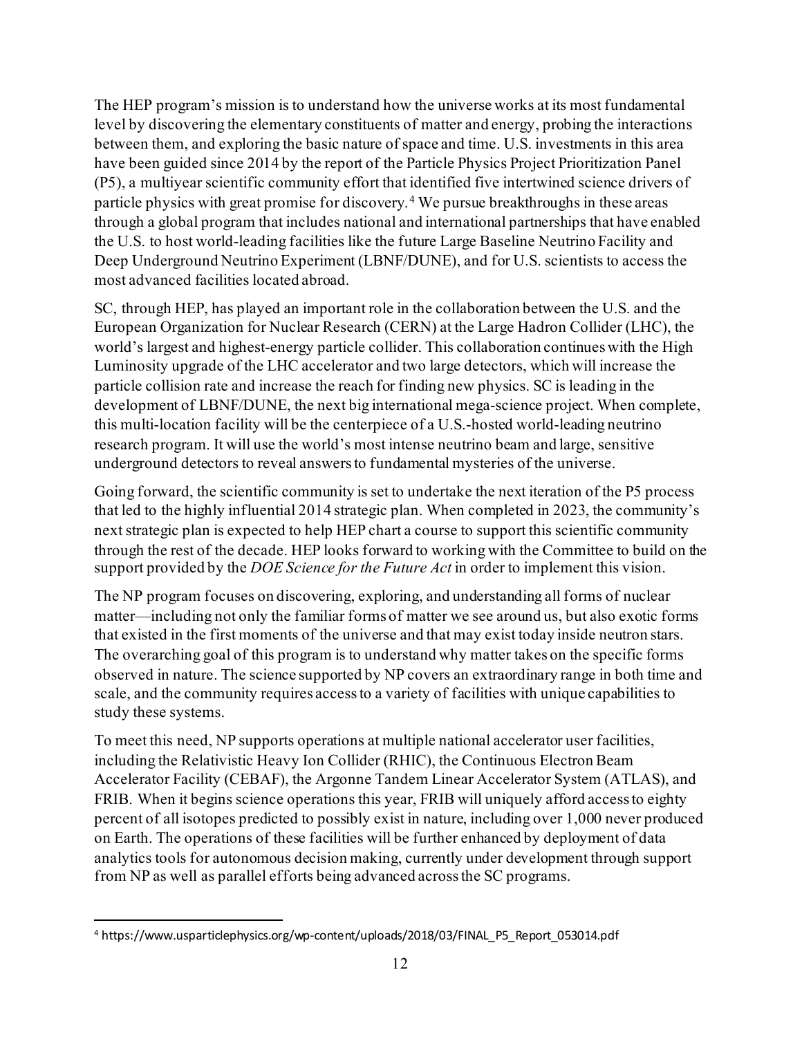The HEP program's mission is to understand how the universe works at its most fundamental level by discovering the elementary constituents of matter and energy, probing the interactions between them, and exploring the basic nature of space and time. U.S. investments in this area have been guided since 2014 by the report of the Particle Physics Project Prioritization Panel (P5), a multiyear scientific community effort that identified five intertwined science drivers of particle physics with great promise for discovery.[4] We pursue breakthroughs in these areas through a global program that includes national and international partnerships that have enabled the U.S. to host world-leading facilities like the future Large Baseline Neutrino Facility and Deep Underground Neutrino Experiment (LBNF/DUNE), and for U.S. scientists to access the most advanced facilities located abroad.

SC, through HEP, has played an important role in the collaboration between the U.S. and the European Organization for Nuclear Research (CERN) at the Large Hadron Collider (LHC), the world's largest and highest-energy particle collider. This collaboration continues with the High Luminosity upgrade of the LHC accelerator and two large detectors, which will increase the particle collision rate and increase the reach for finding new physics. SC is leading in the development of LBNF/DUNE, the next big international mega-science project. When complete, this multi-location facility will be the centerpiece of a U.S.-hosted world-leading neutrino research program. It will use the world's most intense neutrino beam and large, sensitive underground detectors to reveal answers to fundamental mysteries of the universe.

Going forward, the scientific community is set to undertake the next iteration of the P5 process that led to the highly influential 2014 strategic plan. When completed in 2023, the community's next strategic plan is expected to help HEP chart a course to support this scientific community through the rest of the decade. HEP looks forward to working with the Committee to build on the support provided by the *DOE Science for the Future Act* in order to implement this vision.

The NP program focuses on discovering, exploring, and understanding all forms of nuclear matter—including not only the familiar forms of matter we see around us, but also exotic forms that existed in the first moments of the universe and that may exist today inside neutron stars. The overarching goal of this program is to understand why matter takes on the specific forms observed in nature. The science supported by NP covers an extraordinary range in both time and scale, and the community requires access to a variety of facilities with unique capabilities to study these systems.

To meet this need, NP supports operations at multiple national accelerator user facilities, including the Relativistic Heavy Ion Collider (RHIC), the Continuous Electron Beam Accelerator Facility (CEBAF), the Argonne Tandem Linear Accelerator System (ATLAS), and FRIB. When it begins science operations this year, FRIB will uniquely afford access to eighty percent of all isotopes predicted to possibly exist in nature, including over 1,000 never produced on Earth. The operations of these facilities will be further enhanced by deployment of data analytics tools for autonomous decision making, currently under development through support from NP as well as parallel efforts being advanced across the SC programs.

---

[4] https://www.usparticlephysics.org/wp-content/uploads/2018/03/FINAL_P5_Report_053014.pdf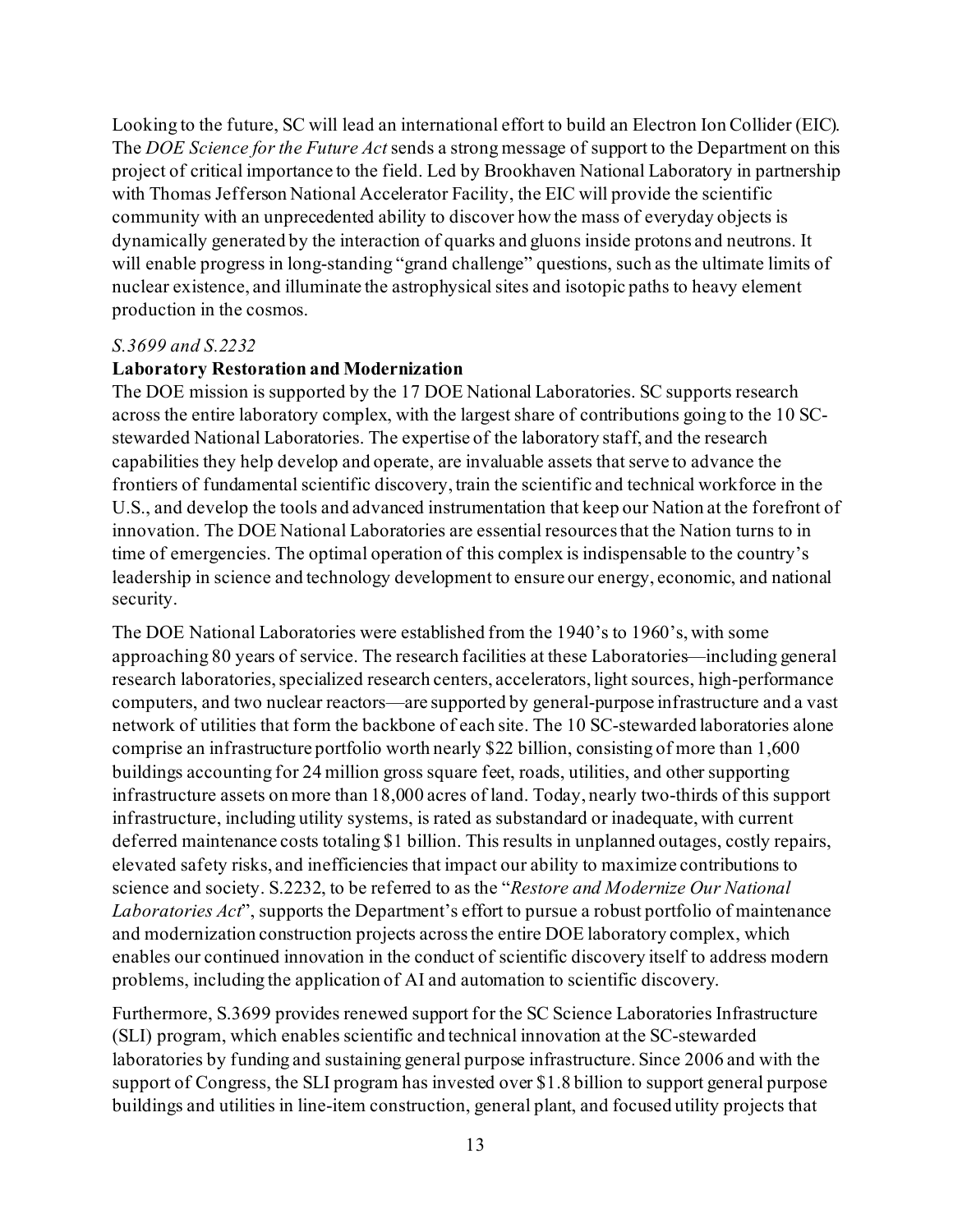Looking to the future, SC will lead an international effort to build an Electron Ion Collider (EIC). The *DOE Science for the Future Act* sends a strong message of support to the Department on this project of critical importance to the field. Led by Brookhaven National Laboratory in partnership with Thomas Jefferson National Accelerator Facility, the EIC will provide the scientific community with an unprecedented ability to discover how the mass of everyday objects is dynamically generated by the interaction of quarks and gluons inside protons and neutrons. It will enable progress in long-standing "grand challenge" questions, such as the ultimate limits of nuclear existence, and illuminate the astrophysical sites and isotopic paths to heavy element production in the cosmos.

*S.3699 and S.2232*

**Laboratory Restoration and Modernization**

The DOE mission is supported by the 17 DOE National Laboratories. SC supports research across the entire laboratory complex, with the largest share of contributions going to the 10 SC-stewarded National Laboratories. The expertise of the laboratory staff, and the research capabilities they help develop and operate, are invaluable assets that serve to advance the frontiers of fundamental scientific discovery, train the scientific and technical workforce in the U.S., and develop the tools and advanced instrumentation that keep our Nation at the forefront of innovation. The DOE National Laboratories are essential resources that the Nation turns to in time of emergencies. The optimal operation of this complex is indispensable to the country's leadership in science and technology development to ensure our energy, economic, and national security.

The DOE National Laboratories were established from the 1940's to 1960's, with some approaching 80 years of service. The research facilities at these Laboratories—including general research laboratories, specialized research centers, accelerators, light sources, high-performance computers, and two nuclear reactors—are supported by general-purpose infrastructure and a vast network of utilities that form the backbone of each site. The 10 SC-stewarded laboratories alone comprise an infrastructure portfolio worth nearly $22 billion, consisting of more than 1,600 buildings accounting for 24 million gross square feet, roads, utilities, and other supporting infrastructure assets on more than 18,000 acres of land. Today, nearly two-thirds of this support infrastructure, including utility systems, is rated as substandard or inadequate, with current deferred maintenance costs totaling $1 billion. This results in unplanned outages, costly repairs, elevated safety risks, and inefficiencies that impact our ability to maximize contributions to science and society. S.2232, to be referred to as the "*Restore and Modernize Our National Laboratories Act*", supports the Department's effort to pursue a robust portfolio of maintenance and modernization construction projects across the entire DOE laboratory complex, which enables our continued innovation in the conduct of scientific discovery itself to address modern problems, including the application of AI and automation to scientific discovery.

Furthermore, S.3699 provides renewed support for the SC Science Laboratories Infrastructure (SLI) program, which enables scientific and technical innovation at the SC-stewarded laboratories by funding and sustaining general purpose infrastructure. Since 2006 and with the support of Congress, the SLI program has invested over $1.8 billion to support general purpose buildings and utilities in line-item construction, general plant, and focused utility projects that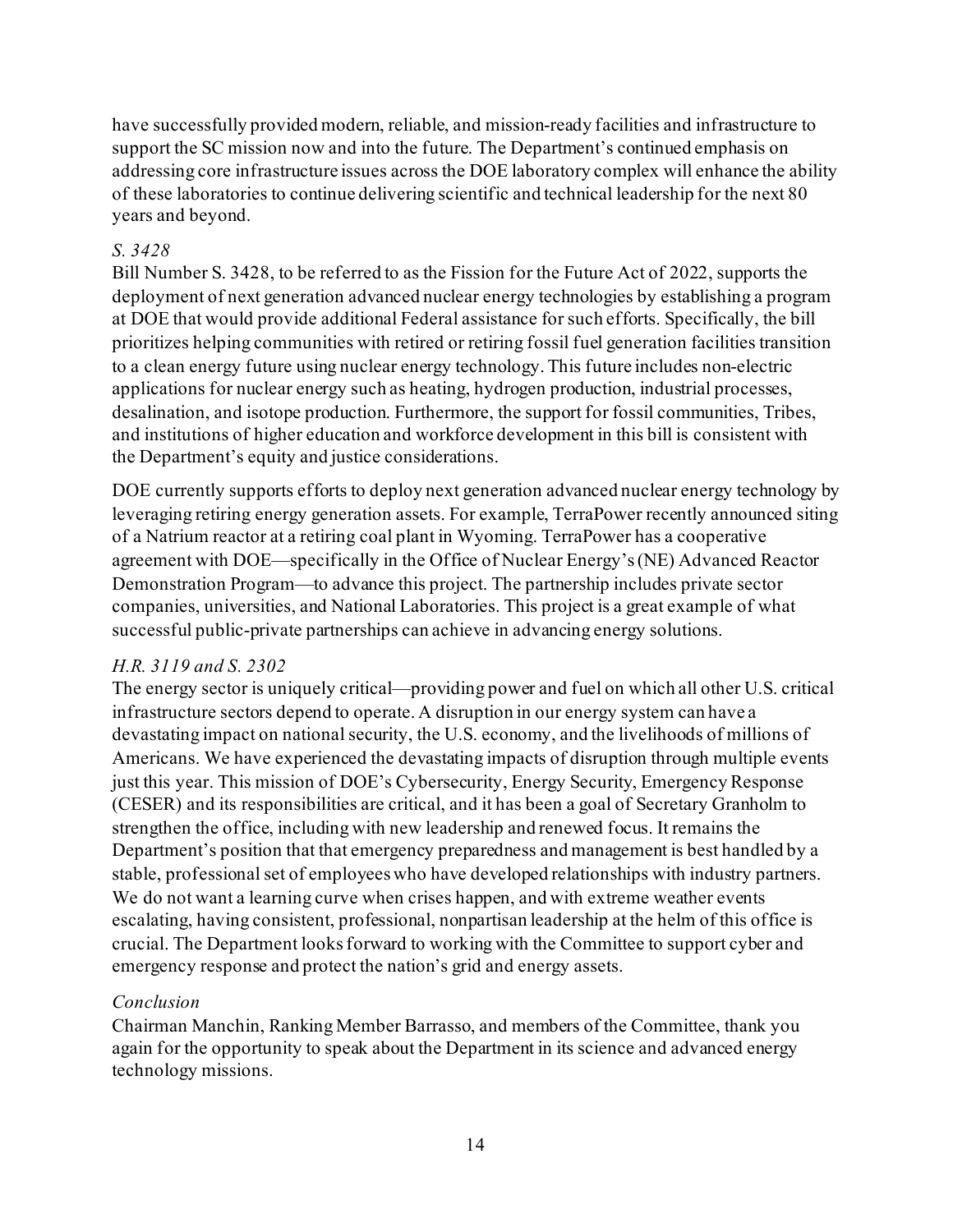have successfully provided modern, reliable, and mission-ready facilities and infrastructure to support the SC mission now and into the future. The Department's continued emphasis on addressing core infrastructure issues across the DOE laboratory complex will enhance the ability of these laboratories to continue delivering scientific and technical leadership for the next 80 years and beyond.

*S. 3428*

Bill Number S. 3428, to be referred to as the Fission for the Future Act of 2022, supports the deployment of next generation advanced nuclear energy technologies by establishing a program at DOE that would provide additional Federal assistance for such efforts. Specifically, the bill prioritizes helping communities with retired or retiring fossil fuel generation facilities transition to a clean energy future using nuclear energy technology. This future includes non-electric applications for nuclear energy such as heating, hydrogen production, industrial processes, desalination, and isotope production. Furthermore, the support for fossil communities, Tribes, and institutions of higher education and workforce development in this bill is consistent with the Department's equity and justice considerations.

DOE currently supports efforts to deploy next generation advanced nuclear energy technology by leveraging retiring energy generation assets. For example, TerraPower recently announced siting of a Natrium reactor at a retiring coal plant in Wyoming. TerraPower has a cooperative agreement with DOE—specifically in the Office of Nuclear Energy's (NE) Advanced Reactor Demonstration Program—to advance this project. The partnership includes private sector companies, universities, and National Laboratories. This project is a great example of what successful public-private partnerships can achieve in advancing energy solutions.

*H.R. 3119 and S. 2302*

The energy sector is uniquely critical—providing power and fuel on which all other U.S. critical infrastructure sectors depend to operate. A disruption in our energy system can have a devastating impact on national security, the U.S. economy, and the livelihoods of millions of Americans. We have experienced the devastating impacts of disruption through multiple events just this year. This mission of DOE's Cybersecurity, Energy Security, Emergency Response (CESER) and its responsibilities are critical, and it has been a goal of Secretary Granholm to strengthen the office, including with new leadership and renewed focus. It remains the Department's position that that emergency preparedness and management is best handled by a stable, professional set of employees who have developed relationships with industry partners. We do not want a learning curve when crises happen, and with extreme weather events escalating, having consistent, professional, nonpartisan leadership at the helm of this office is crucial. The Department looks forward to working with the Committee to support cyber and emergency response and protect the nation's grid and energy assets.

*Conclusion*

Chairman Manchin, Ranking Member Barrasso, and members of the Committee, thank you again for the opportunity to speak about the Department in its science and advanced energy technology missions.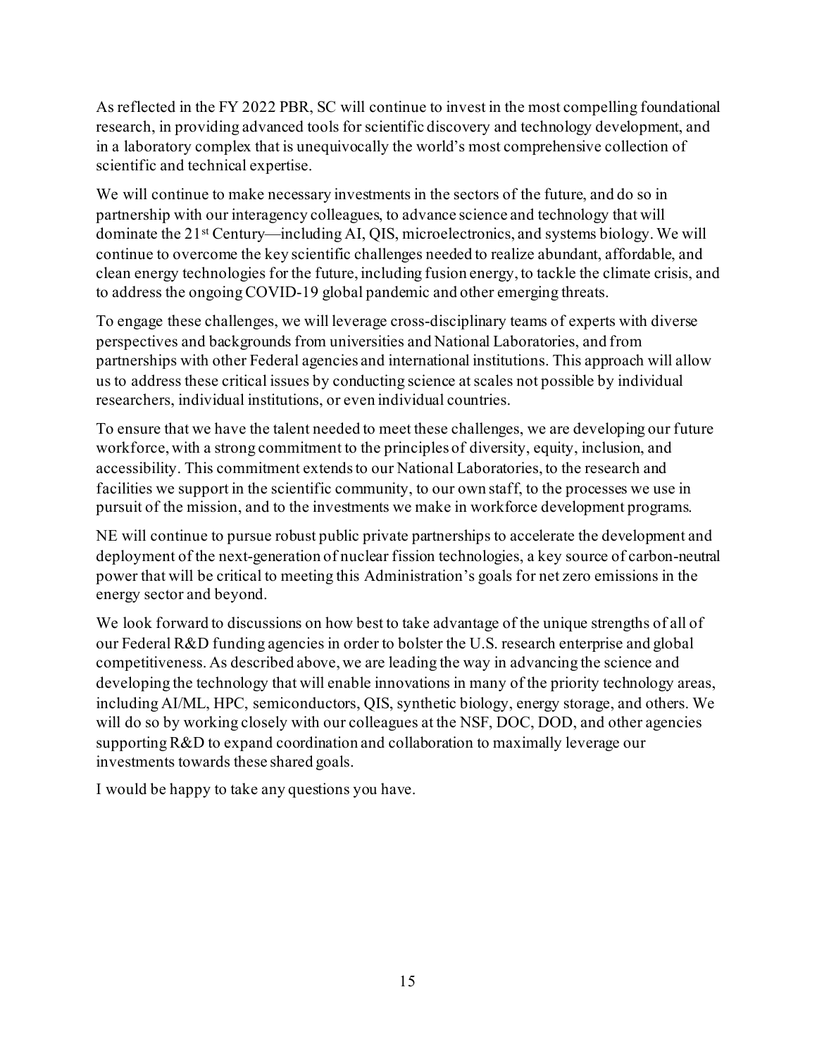As reflected in the FY 2022 PBR, SC will continue to invest in the most compelling foundational research, in providing advanced tools for scientific discovery and technology development, and in a laboratory complex that is unequivocally the world's most comprehensive collection of scientific and technical expertise.

We will continue to make necessary investments in the sectors of the future, and do so in partnership with our interagency colleagues, to advance science and technology that will dominate the 21st Century—including AI, QIS, microelectronics, and systems biology. We will continue to overcome the key scientific challenges needed to realize abundant, affordable, and clean energy technologies for the future, including fusion energy, to tackle the climate crisis, and to address the ongoing COVID-19 global pandemic and other emerging threats.

To engage these challenges, we will leverage cross-disciplinary teams of experts with diverse perspectives and backgrounds from universities and National Laboratories, and from partnerships with other Federal agencies and international institutions. This approach will allow us to address these critical issues by conducting science at scales not possible by individual researchers, individual institutions, or even individual countries.

To ensure that we have the talent needed to meet these challenges, we are developing our future workforce, with a strong commitment to the principles of diversity, equity, inclusion, and accessibility. This commitment extends to our National Laboratories, to the research and facilities we support in the scientific community, to our own staff, to the processes we use in pursuit of the mission, and to the investments we make in workforce development programs.

NE will continue to pursue robust public private partnerships to accelerate the development and deployment of the next-generation of nuclear fission technologies, a key source of carbon-neutral power that will be critical to meeting this Administration's goals for net zero emissions in the energy sector and beyond.

We look forward to discussions on how best to take advantage of the unique strengths of all of our Federal R&D funding agencies in order to bolster the U.S. research enterprise and global competitiveness. As described above, we are leading the way in advancing the science and developing the technology that will enable innovations in many of the priority technology areas, including AI/ML, HPC, semiconductors, QIS, synthetic biology, energy storage, and others. We will do so by working closely with our colleagues at the NSF, DOC, DOD, and other agencies supporting R&D to expand coordination and collaboration to maximally leverage our investments towards these shared goals.

I would be happy to take any questions you have.